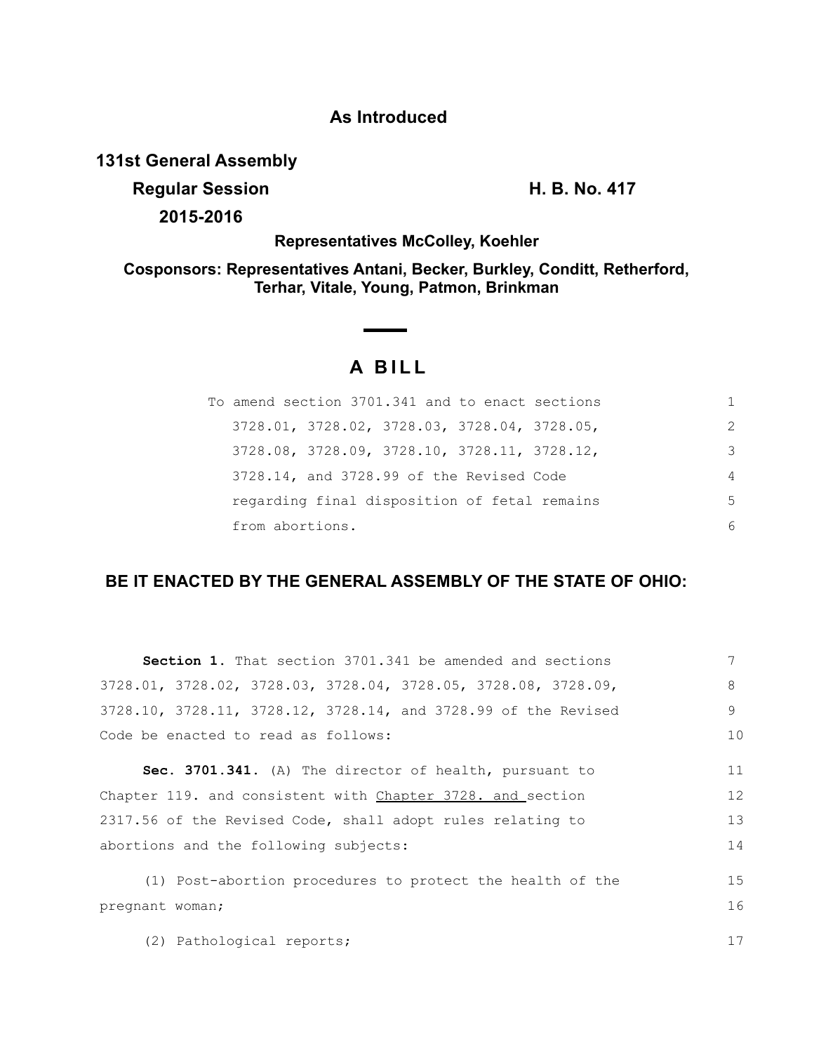**As Introduced**

**131st General Assembly**

**Regular Session** **H. B. No. 417**

**2015-2016**

**Representatives McColley, Koehler**

**Cosponsors: Representatives Antani, Becker, Burkley, Conditt, Retherford, Terhar, Vitale, Young, Patmon, Brinkman**

# A BILL

To amend section 3701.341 and to enact sections 3728.01, 3728.02, 3728.03, 3728.04, 3728.05, 3728.08, 3728.09, 3728.10, 3728.11, 3728.12, 3728.14, and 3728.99 of the Revised Code regarding final disposition of fetal remains from abortions.

## BE IT ENACTED BY THE GENERAL ASSEMBLY OF THE STATE OF OHIO:

**Section 1.** That section 3701.341 be amended and sections 3728.01, 3728.02, 3728.03, 3728.04, 3728.05, 3728.08, 3728.09, 3728.10, 3728.11, 3728.12, 3728.14, and 3728.99 of the Revised Code be enacted to read as follows:

**Sec. 3701.341.** (A) The director of health, pursuant to Chapter 119. and consistent with <u>Chapter 3728. and</u> section 2317.56 of the Revised Code, shall adopt rules relating to abortions and the following subjects:

(1) Post-abortion procedures to protect the health of the pregnant woman;

(2) Pathological reports;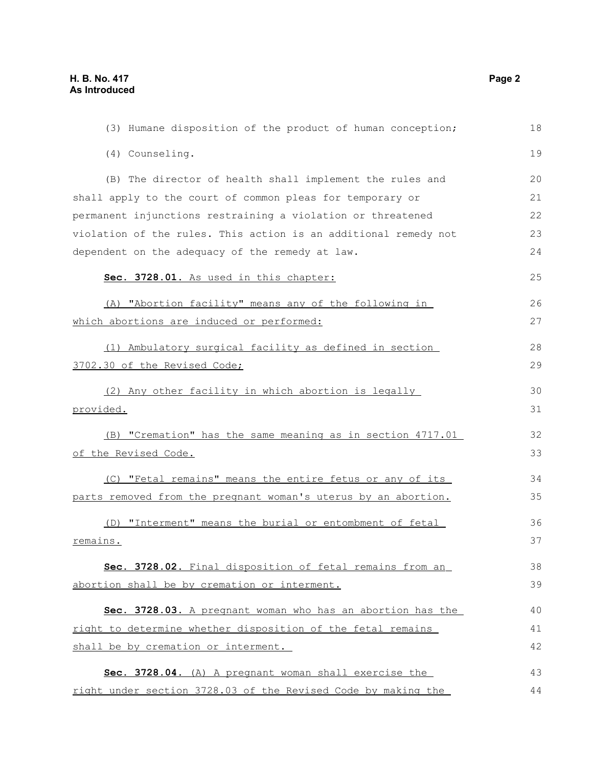(3) Humane disposition of the product of human conception;

(4) Counseling.

(B) The director of health shall implement the rules and shall apply to the court of common pleas for temporary or permanent injunctions restraining a violation or threatened violation of the rules. This action is an additional remedy not dependent on the adequacy of the remedy at law.

**Sec. 3728.01.** As used in this chapter:

(A) "Abortion facility" means any of the following in which abortions are induced or performed:

(1) Ambulatory surgical facility as defined in section 3702.30 of the Revised Code;

(2) Any other facility in which abortion is legally provided.

(B) "Cremation" has the same meaning as in section 4717.01 of the Revised Code.

(C) "Fetal remains" means the entire fetus or any of its parts removed from the pregnant woman's uterus by an abortion.

(D) "Interment" means the burial or entombment of fetal remains.

**Sec. 3728.02.** Final disposition of fetal remains from an abortion shall be by cremation or interment.

**Sec. 3728.03.** A pregnant woman who has an abortion has the right to determine whether disposition of the fetal remains shall be by cremation or interment.

**Sec. 3728.04.** (A) A pregnant woman shall exercise the right under section 3728.03 of the Revised Code by making the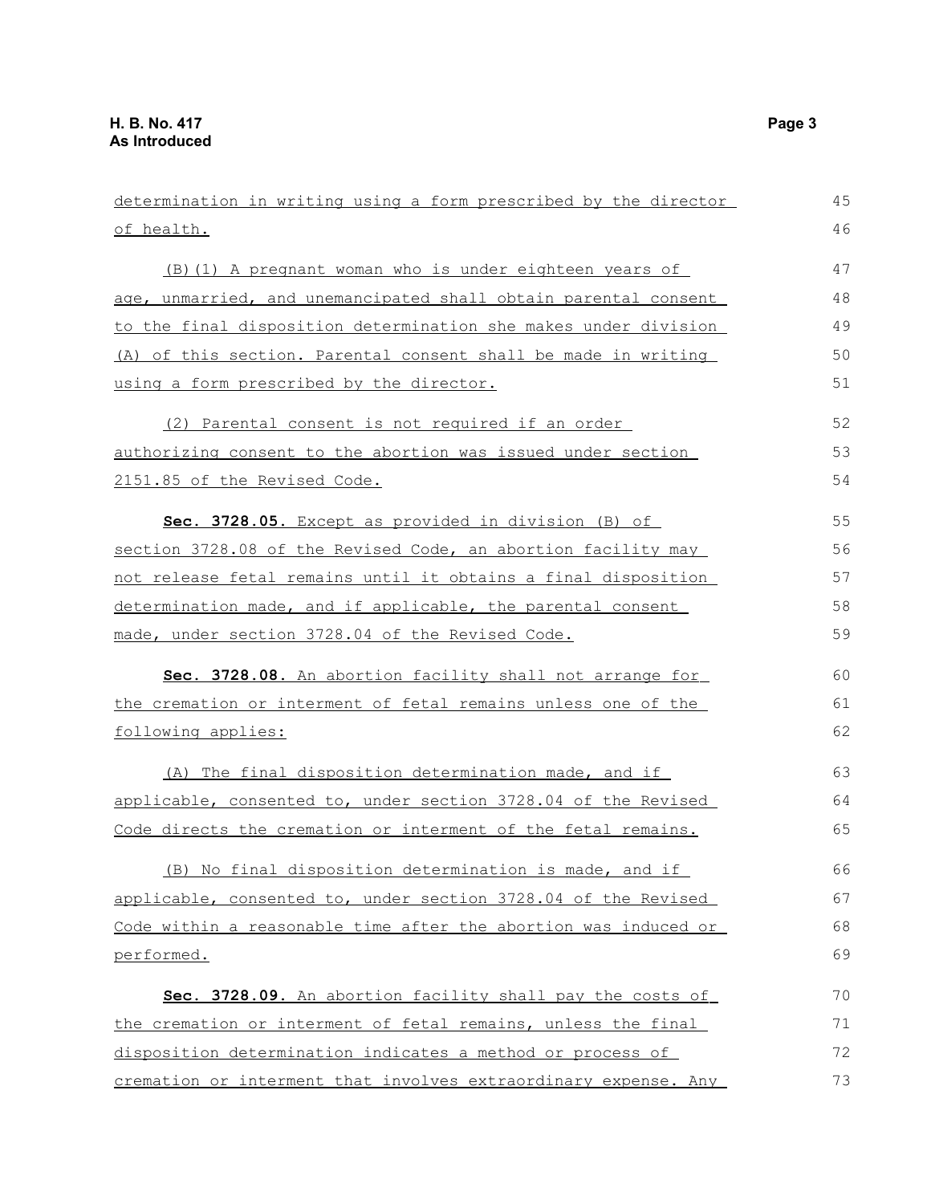determination in writing using a form prescribed by the director of health.

(B)(1) A pregnant woman who is under eighteen years of age, unmarried, and unemancipated shall obtain parental consent to the final disposition determination she makes under division (A) of this section. Parental consent shall be made in writing using a form prescribed by the director.

(2) Parental consent is not required if an order authorizing consent to the abortion was issued under section 2151.85 of the Revised Code.

**Sec. 3728.05.** Except as provided in division (B) of section 3728.08 of the Revised Code, an abortion facility may not release fetal remains until it obtains a final disposition determination made, and if applicable, the parental consent made, under section 3728.04 of the Revised Code.

**Sec. 3728.08.** An abortion facility shall not arrange for the cremation or interment of fetal remains unless one of the following applies:

(A) The final disposition determination made, and if applicable, consented to, under section 3728.04 of the Revised Code directs the cremation or interment of the fetal remains.

(B) No final disposition determination is made, and if applicable, consented to, under section 3728.04 of the Revised Code within a reasonable time after the abortion was induced or performed.

**Sec. 3728.09.** An abortion facility shall pay the costs of the cremation or interment of fetal remains, unless the final disposition determination indicates a method or process of cremation or interment that involves extraordinary expense. Any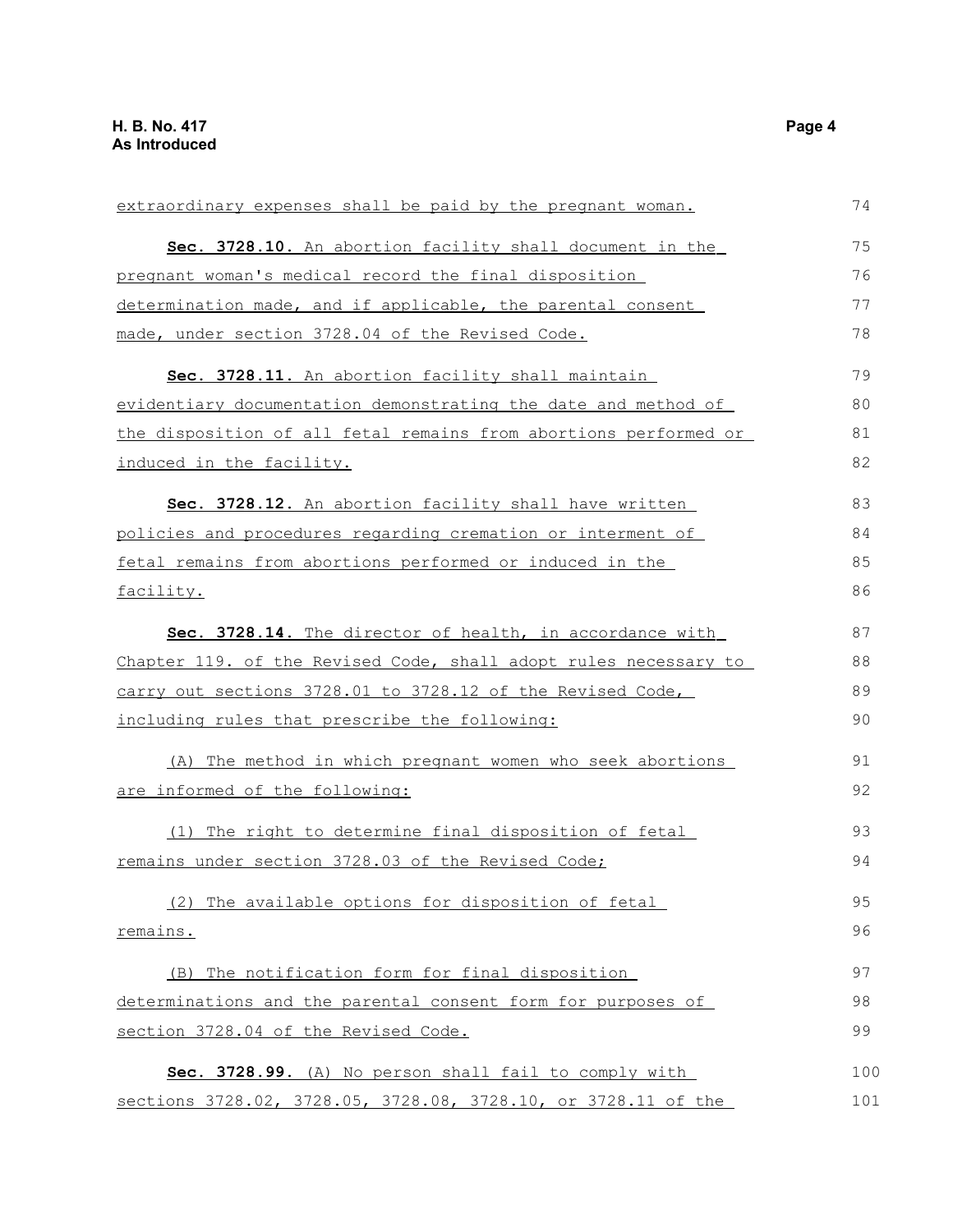extraordinary expenses shall be paid by the pregnant woman.

**Sec. 3728.10.** An abortion facility shall document in the pregnant woman's medical record the final disposition determination made, and if applicable, the parental consent made, under section 3728.04 of the Revised Code.

**Sec. 3728.11.** An abortion facility shall maintain evidentiary documentation demonstrating the date and method of the disposition of all fetal remains from abortions performed or induced in the facility.

**Sec. 3728.12.** An abortion facility shall have written policies and procedures regarding cremation or interment of fetal remains from abortions performed or induced in the facility.

**Sec. 3728.14.** The director of health, in accordance with Chapter 119. of the Revised Code, shall adopt rules necessary to carry out sections 3728.01 to 3728.12 of the Revised Code, including rules that prescribe the following:

(A) The method in which pregnant women who seek abortions are informed of the following:

(1) The right to determine final disposition of fetal remains under section 3728.03 of the Revised Code;

(2) The available options for disposition of fetal remains.

(B) The notification form for final disposition determinations and the parental consent form for purposes of section 3728.04 of the Revised Code.

**Sec. 3728.99.** (A) No person shall fail to comply with sections 3728.02, 3728.05, 3728.08, 3728.10, or 3728.11 of the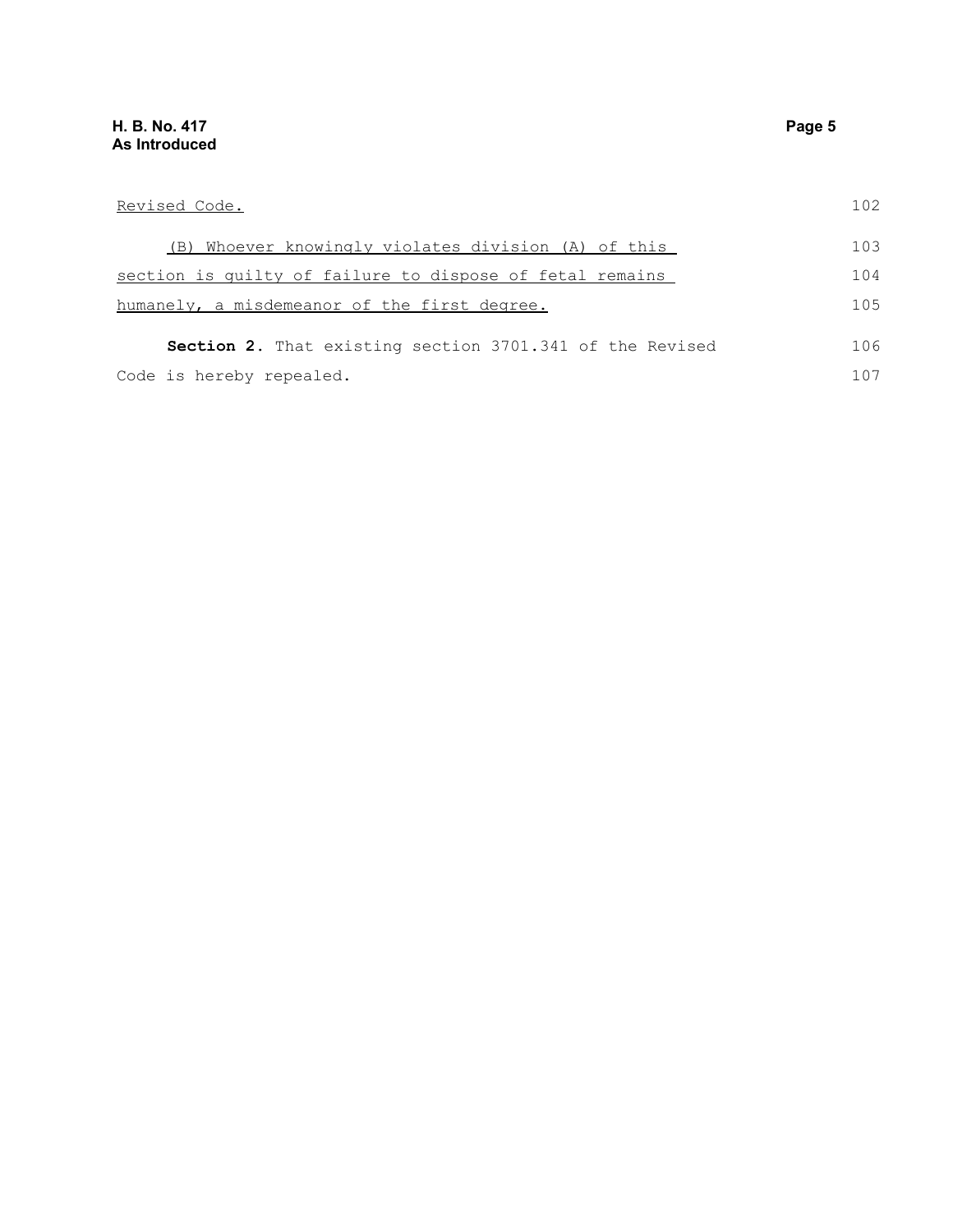Revised Code.

(B) Whoever knowingly violates division (A) of this section is guilty of failure to dispose of fetal remains humanely, a misdemeanor of the first degree.

**Section 2.** That existing section 3701.341 of the Revised Code is hereby repealed.